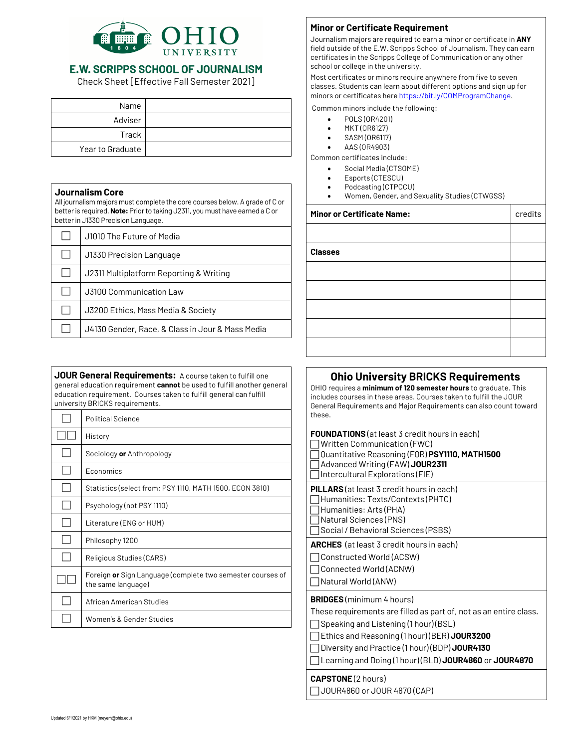OHIO UNIVERSITY

# E.W. SCRIPPS SCHOOL OF JOURNALISM

Check Sheet [Effective Fall Semester 2021]

| | |
|---|---|
| Name | |
| Adviser | |
| Track | |
| Year to Graduate | |

## Journalism Core

All journalism majors must complete the core courses below. A grade of C or better is required. **Note:** Prior to taking J2311, you must have earned a C or better in J1330 Precision Language.

| | |
|---|---|
| ☐ | J1010 The Future of Media |
| ☐ | J1330 Precision Language |
| ☐ | J2311 Multiplatform Reporting & Writing |
| ☐ | J3100 Communication Law |
| ☐ | J3200 Ethics, Mass Media & Society |
| ☐ | J4130 Gender, Race, & Class in Jour & Mass Media |

## JOUR General Requirements:

A course taken to fulfill one general education requirement **cannot** be used to fulfill another general education requirement. Courses taken to fulfill general can fulfill university BRICKS requirements.

| | |
|---|---|
| ☐ | Political Science |
| ☐☐ | History |
| ☐ | Sociology **or** Anthropology |
| ☐ | Economics |
| ☐ | Statistics (select from: PSY 1110, MATH 1500, ECON 3810) |
| ☐ | Psychology (not PSY 1110) |
| ☐ | Literature (ENG or HUM) |
| ☐ | Philosophy 1200 |
| ☐ | Religious Studies (CARS) |
| ☐☐ | Foreign **or** Sign Language (complete two semester courses of the same language) |
| ☐ | African American Studies |
| ☐ | Women's & Gender Studies |

## Minor or Certificate Requirement

Journalism majors are required to earn a minor or certificate in **ANY** field outside of the E.W. Scripps School of Journalism. They can earn certificates in the Scripps College of Communication or any other school or college in the university.

Most certificates or minors require anywhere from five to seven classes. Students can learn about different options and sign up for minors or certificates here https://bit.ly/COMProgramChange.

Common minors include the following:

- POLS (OR4201)
- MKT (OR6127)
- SASM (OR6117)
- AAS (OR4903)

Common certificates include:

- Social Media (CTSOME)
- Esports (CTESCU)
- Podcasting (CTPCCU)
- Women, Gender, and Sexuality Studies (CTWGSS)

| **Minor or Certificate Name:** | credits |
|---|---|
| | |
| **Classes** | |
| | |
| | |
| | |
| | |
| | |

## Ohio University BRICKS Requirements

OHIO requires a **minimum of 120 semester hours** to graduate. This includes courses in these areas. Courses taken to fulfill the JOUR General Requirements and Major Requirements can also count toward these.

**FOUNDATIONS** (at least 3 credit hours in each)

- ☐ Written Communication (FWC)
- ☐ Quantitative Reasoning (FQR) **PSY1110, MATH1500**
- ☐ Advanced Writing (FAW) **JOUR2311**
- ☐ Intercultural Explorations (FIE)

**PILLARS** (at least 3 credit hours in each)

- ☐ Humanities: Texts/Contexts (PHTC)
- ☐ Humanities: Arts (PHA)
- ☐ Natural Sciences (PNS)
- ☐ Social / Behavioral Sciences (PSBS)

**ARCHES** (at least 3 credit hours in each)

- ☐ Constructed World (ACSW)
- ☐ Connected World (ACNW)
- ☐ Natural World (ANW)

**BRIDGES** (minimum 4 hours)

These requirements are filled as part of, not as an entire class.

- ☐ Speaking and Listening (1 hour) (BSL)
- ☐ Ethics and Reasoning (1 hour) (BER) **JOUR3200**
- ☐ Diversity and Practice (1 hour) (BDP) **JOUR4130**
- ☐ Learning and Doing (1 hour) (BLD) **JOUR4860** or **JOUR4870**

**CAPSTONE** (2 hours)

- ☐ JOUR4860 or JOUR 4870 (CAP)

Updated 6/1/2021 by HKM (meyerh@ohio.edu)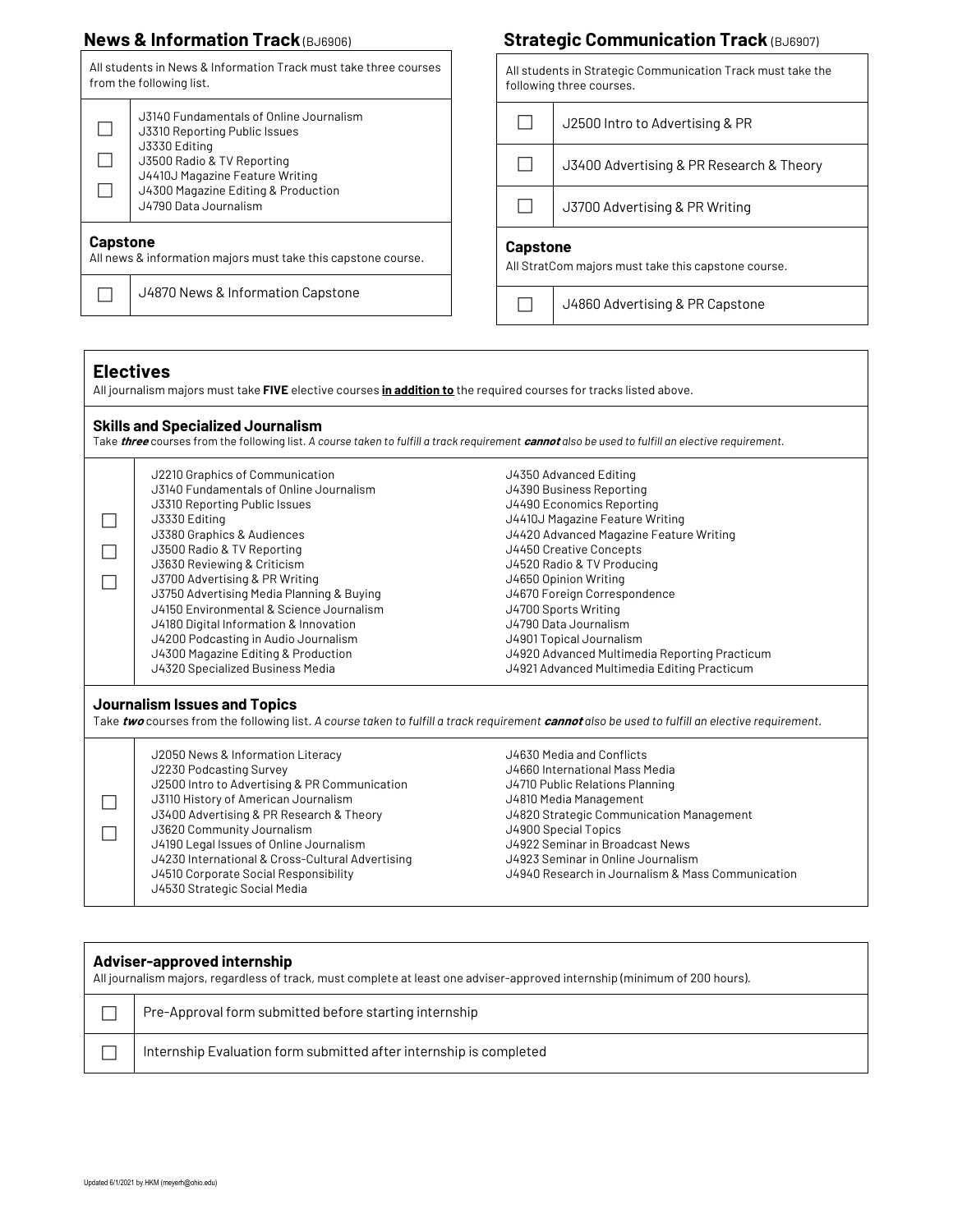## News & Information Track (BJ6906)

All students in News & Information Track must take three courses from the following list.

| | |
|---|---|
| ☐<br>☐<br>☐ | J3140 Fundamentals of Online Journalism<br>J3310 Reporting Public Issues<br>J3330 Editing<br>J3500 Radio & TV Reporting<br>J4410J Magazine Feature Writing<br>J4300 Magazine Editing & Production<br>J4790 Data Journalism |

**Capstone**

All news & information majors must take this capstone course.

| | |
|---|---|
| ☐ | J4870 News & Information Capstone |

## Strategic Communication Track (BJ6907)

All students in Strategic Communication Track must take the following three courses.

| | |
|---|---|
| ☐ | J2500 Intro to Advertising & PR |
| ☐ | J3400 Advertising & PR Research & Theory |
| ☐ | J3700 Advertising & PR Writing |

**Capstone**

All StratCom majors must take this capstone course.

| | |
|---|---|
| ☐ | J4860 Advertising & PR Capstone |

## Electives

All journalism majors must take **FIVE** elective courses **in addition to** the required courses for tracks listed above.

### Skills and Specialized Journalism

Take ***three*** courses from the following list. *A course taken to fulfill a track requirement **cannot** also be used to fulfill an elective requirement.*

| | | |
|---|---|---|
| ☐<br>☐<br>☐ | J2210 Graphics of Communication<br>J3140 Fundamentals of Online Journalism<br>J3310 Reporting Public Issues<br>J3330 Editing<br>J3380 Graphics & Audiences<br>J3500 Radio & TV Reporting<br>J3630 Reviewing & Criticism<br>J3700 Advertising & PR Writing<br>J3750 Advertising Media Planning & Buying<br>J4150 Environmental & Science Journalism<br>J4180 Digital Information & Innovation<br>J4200 Podcasting in Audio Journalism<br>J4300 Magazine Editing & Production<br>J4320 Specialized Business Media | J4350 Advanced Editing<br>J4390 Business Reporting<br>J4490 Economics Reporting<br>J4410J Magazine Feature Writing<br>J4420 Advanced Magazine Feature Writing<br>J4450 Creative Concepts<br>J4520 Radio & TV Producing<br>J4650 Opinion Writing<br>J4670 Foreign Correspondence<br>J4700 Sports Writing<br>J4790 Data Journalism<br>J4901 Topical Journalism<br>J4920 Advanced Multimedia Reporting Practicum<br>J4921 Advanced Multimedia Editing Practicum |

### Journalism Issues and Topics

Take ***two*** courses from the following list. *A course taken to fulfill a track requirement **cannot** also be used to fulfill an elective requirement.*

| | | |
|---|---|---|
| ☐<br>☐ | J2050 News & Information Literacy<br>J2230 Podcasting Survey<br>J2500 Intro to Advertising & PR Communication<br>J3110 History of American Journalism<br>J3400 Advertising & PR Research & Theory<br>J3620 Community Journalism<br>J4190 Legal Issues of Online Journalism<br>J4230 International & Cross-Cultural Advertising<br>J4510 Corporate Social Responsibility<br>J4530 Strategic Social Media | J4630 Media and Conflicts<br>J4660 International Mass Media<br>J4710 Public Relations Planning<br>J4810 Media Management<br>J4820 Strategic Communication Management<br>J4900 Special Topics<br>J4922 Seminar in Broadcast News<br>J4923 Seminar in Online Journalism<br>J4940 Research in Journalism & Mass Communication |

## Adviser-approved internship

All journalism majors, regardless of track, must complete at least one adviser-approved internship (minimum of 200 hours).

| | |
|---|---|
| ☐ | Pre-Approval form submitted before starting internship |
| ☐ | Internship Evaluation form submitted after internship is completed |

Updated 6/1/2021 by HKM (meyerh@ohio.edu)